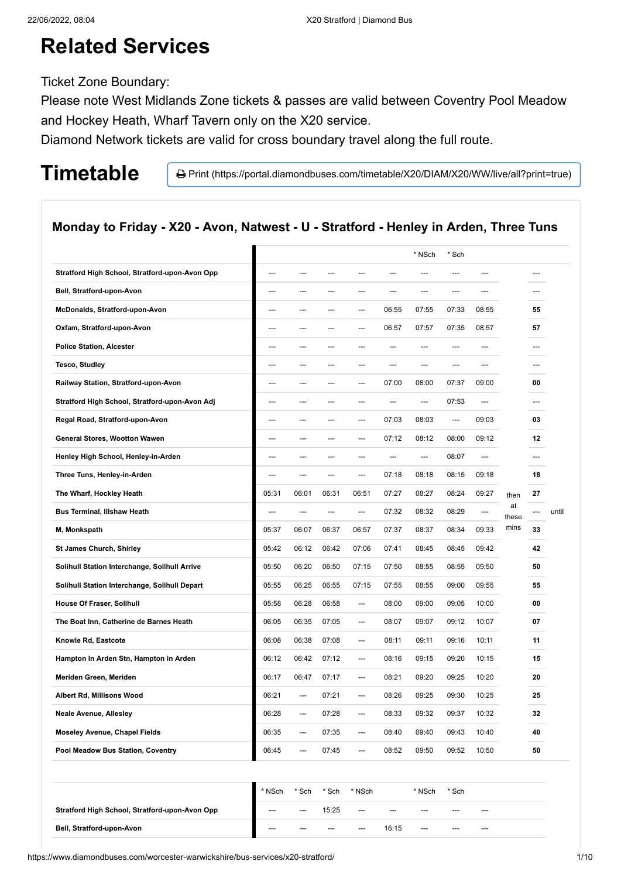# Related Services

Ticket Zone Boundary:
Please note West Midlands Zone tickets & passes are valid between Coventry Pool Meadow and Hockey Heath, Wharf Tavern only on the X20 service.
Diamond Network tickets are valid for cross boundary travel along the full route.

# Timetable

Print (https://portal.diamondbuses.com/timetable/X20/DIAM/X20/WW/live/all?print=true)

### Monday to Friday - X20 - Avon, Natwest - U - Stratford - Henley in Arden, Three Tuns

| | | | | | | * NSch | * Sch | | | | |
|---|---|---|---|---|---|---|---|---|---|---|---|
| **Stratford High School, Stratford-upon-Avon Opp** | --- | --- | --- | --- | --- | --- | --- | --- | | --- | |
| **Bell, Stratford-upon-Avon** | --- | --- | --- | --- | --- | --- | --- | --- | | --- | |
| **McDonalds, Stratford-upon-Avon** | --- | --- | --- | --- | 06:55 | 07:55 | 07:33 | 08:55 | | **55** | |
| **Oxfam, Stratford-upon-Avon** | --- | --- | --- | --- | 06:57 | 07:57 | 07:35 | 08:57 | | **57** | |
| **Police Station, Alcester** | --- | --- | --- | --- | --- | --- | --- | --- | | --- | |
| **Tesco, Studley** | --- | --- | --- | --- | --- | --- | --- | --- | | --- | |
| **Railway Station, Stratford-upon-Avon** | --- | --- | --- | --- | 07:00 | 08:00 | 07:37 | 09:00 | | **00** | |
| **Stratford High School, Stratford-upon-Avon Adj** | --- | --- | --- | --- | --- | --- | 07:53 | --- | | --- | |
| **Regal Road, Stratford-upon-Avon** | --- | --- | --- | --- | 07:03 | 08:03 | --- | 09:03 | | **03** | |
| **General Stores, Wootton Wawen** | --- | --- | --- | --- | 07:12 | 08:12 | 08:00 | 09:12 | | **12** | |
| **Henley High School, Henley-in-Arden** | --- | --- | --- | --- | --- | --- | 08:07 | --- | | --- | |
| **Three Tuns, Henley-in-Arden** | --- | --- | --- | --- | 07:18 | 08:18 | 08:15 | 09:18 | | **18** | |
| **The Wharf, Hockley Heath** | 05:31 | 06:01 | 06:31 | 06:51 | 07:27 | 08:27 | 08:24 | 09:27 | then at these mins | **27** | |
| **Bus Terminal, Illshaw Heath** | --- | --- | --- | --- | 07:32 | 08:32 | 08:29 | --- | | --- | until |
| **M, Monkspath** | 05:37 | 06:07 | 06:37 | 06:57 | 07:37 | 08:37 | 08:34 | 09:33 | | **33** | |
| **St James Church, Shirley** | 05:42 | 06:12 | 06:42 | 07:06 | 07:41 | 08:45 | 08:45 | 09:42 | | **42** | |
| **Solihull Station Interchange, Solihull Arrive** | 05:50 | 06:20 | 06:50 | 07:15 | 07:50 | 08:55 | 08:55 | 09:50 | | **50** | |
| **Solihull Station Interchange, Solihull Depart** | 05:55 | 06:25 | 06:55 | 07:15 | 07:55 | 08:55 | 09:00 | 09:55 | | **55** | |
| **House Of Fraser, Solihull** | 05:58 | 06:28 | 06:58 | --- | 08:00 | 09:00 | 09:05 | 10:00 | | **00** | |
| **The Boat Inn, Catherine de Barnes Heath** | 06:05 | 06:35 | 07:05 | --- | 08:07 | 09:07 | 09:12 | 10:07 | | **07** | |
| **Knowle Rd, Eastcote** | 06:08 | 06:38 | 07:08 | --- | 08:11 | 09:11 | 09:16 | 10:11 | | **11** | |
| **Hampton In Arden Stn, Hampton in Arden** | 06:12 | 06:42 | 07:12 | --- | 08:16 | 09:15 | 09:20 | 10:15 | | **15** | |
| **Meriden Green, Meriden** | 06:17 | 06:47 | 07:17 | --- | 08:21 | 09:20 | 09:25 | 10:20 | | **20** | |
| **Albert Rd, Millisons Wood** | 06:21 | --- | 07:21 | --- | 08:26 | 09:25 | 09:30 | 10:25 | | **25** | |
| **Neale Avenue, Allesley** | 06:28 | --- | 07:28 | --- | 08:33 | 09:32 | 09:37 | 10:32 | | **32** | |
| **Moseley Avenue, Chapel Fields** | 06:35 | --- | 07:35 | --- | 08:40 | 09:40 | 09:43 | 10:40 | | **40** | |
| **Pool Meadow Bus Station, Coventry** | 06:45 | --- | 07:45 | --- | 08:52 | 09:50 | 09:52 | 10:50 | | **50** | |

| | * NSch | * Sch | * Sch | * NSch | | * NSch | * Sch | |
|---|---|---|---|---|---|---|---|---|
| **Stratford High School, Stratford-upon-Avon Opp** | --- | --- | 15:25 | --- | --- | --- | --- | --- |
| **Bell, Stratford-upon-Avon** | --- | --- | --- | --- | 16:15 | --- | --- | --- |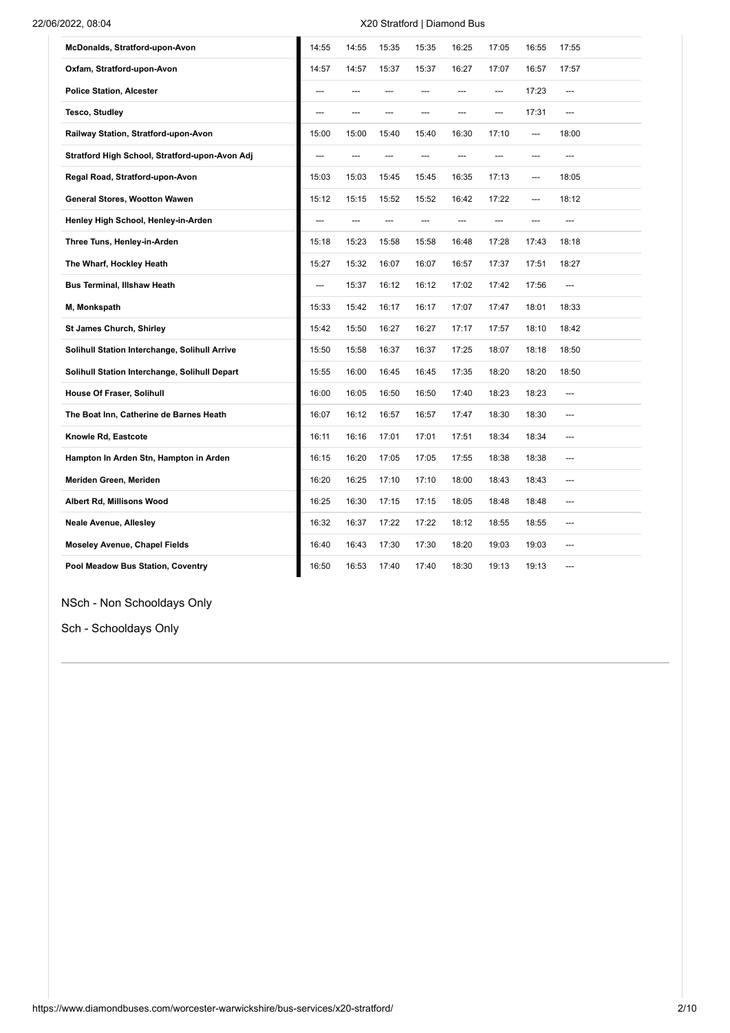| | | | | | | | | |
|---|---|---|---|---|---|---|---|---|
| **McDonalds, Stratford-upon-Avon** | 14:55 | 14:55 | 15:35 | 15:35 | 16:25 | 17:05 | 16:55 | 17:55 |
| **Oxfam, Stratford-upon-Avon** | 14:57 | 14:57 | 15:37 | 15:37 | 16:27 | 17:07 | 16:57 | 17:57 |
| **Police Station, Alcester** | --- | --- | --- | --- | --- | --- | 17:23 | --- |
| **Tesco, Studley** | --- | --- | --- | --- | --- | --- | 17:31 | --- |
| **Railway Station, Stratford-upon-Avon** | 15:00 | 15:00 | 15:40 | 15:40 | 16:30 | 17:10 | --- | 18:00 |
| **Stratford High School, Stratford-upon-Avon Adj** | --- | --- | --- | --- | --- | --- | --- | --- |
| **Regal Road, Stratford-upon-Avon** | 15:03 | 15:03 | 15:45 | 15:45 | 16:35 | 17:13 | --- | 18:05 |
| **General Stores, Wootton Wawen** | 15:12 | 15:15 | 15:52 | 15:52 | 16:42 | 17:22 | --- | 18:12 |
| **Henley High School, Henley-in-Arden** | --- | --- | --- | --- | --- | --- | --- | --- |
| **Three Tuns, Henley-in-Arden** | 15:18 | 15:23 | 15:58 | 15:58 | 16:48 | 17:28 | 17:43 | 18:18 |
| **The Wharf, Hockley Heath** | 15:27 | 15:32 | 16:07 | 16:07 | 16:57 | 17:37 | 17:51 | 18:27 |
| **Bus Terminal, Illshaw Heath** | --- | 15:37 | 16:12 | 16:12 | 17:02 | 17:42 | 17:56 | --- |
| **M, Monkspath** | 15:33 | 15:42 | 16:17 | 16:17 | 17:07 | 17:47 | 18:01 | 18:33 |
| **St James Church, Shirley** | 15:42 | 15:50 | 16:27 | 16:27 | 17:17 | 17:57 | 18:10 | 18:42 |
| **Solihull Station Interchange, Solihull Arrive** | 15:50 | 15:58 | 16:37 | 16:37 | 17:25 | 18:07 | 18:18 | 18:50 |
| **Solihull Station Interchange, Solihull Depart** | 15:55 | 16:00 | 16:45 | 16:45 | 17:35 | 18:20 | 18:20 | 18:50 |
| **House Of Fraser, Solihull** | 16:00 | 16:05 | 16:50 | 16:50 | 17:40 | 18:23 | 18:23 | --- |
| **The Boat Inn, Catherine de Barnes Heath** | 16:07 | 16:12 | 16:57 | 16:57 | 17:47 | 18:30 | 18:30 | --- |
| **Knowle Rd, Eastcote** | 16:11 | 16:16 | 17:01 | 17:01 | 17:51 | 18:34 | 18:34 | --- |
| **Hampton In Arden Stn, Hampton in Arden** | 16:15 | 16:20 | 17:05 | 17:05 | 17:55 | 18:38 | 18:38 | --- |
| **Meriden Green, Meriden** | 16:20 | 16:25 | 17:10 | 17:10 | 18:00 | 18:43 | 18:43 | --- |
| **Albert Rd, Millisons Wood** | 16:25 | 16:30 | 17:15 | 17:15 | 18:05 | 18:48 | 18:48 | --- |
| **Neale Avenue, Allesley** | 16:32 | 16:37 | 17:22 | 17:22 | 18:12 | 18:55 | 18:55 | --- |
| **Moseley Avenue, Chapel Fields** | 16:40 | 16:43 | 17:30 | 17:30 | 18:20 | 19:03 | 19:03 | --- |
| **Pool Meadow Bus Station, Coventry** | 16:50 | 16:53 | 17:40 | 17:40 | 18:30 | 19:13 | 19:13 | --- |

NSch - Non Schooldays Only

Sch - Schooldays Only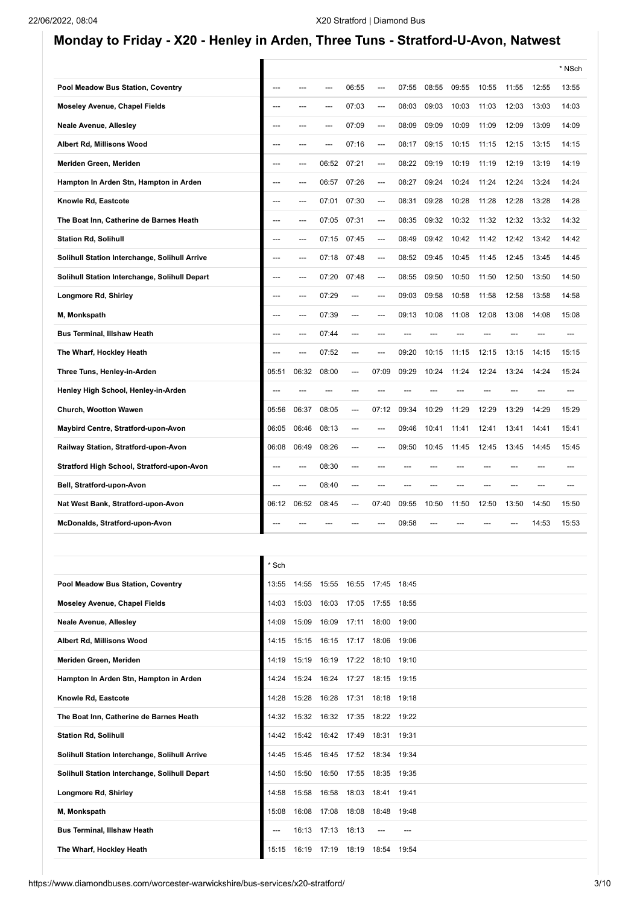## Monday to Friday - X20 - Henley in Arden, Three Tuns - Stratford-U-Avon, Natwest

| | | | | | | | | | | | | * NSch |
|---|---|---|---|---|---|---|---|---|---|---|---|---|
| Pool Meadow Bus Station, Coventry | --- | --- | --- | 06:55 | --- | 07:55 | 08:55 | 09:55 | 10:55 | 11:55 | 12:55 | 13:55 |
| Moseley Avenue, Chapel Fields | --- | --- | --- | 07:03 | --- | 08:03 | 09:03 | 10:03 | 11:03 | 12:03 | 13:03 | 14:03 |
| Neale Avenue, Allesley | --- | --- | --- | 07:09 | --- | 08:09 | 09:09 | 10:09 | 11:09 | 12:09 | 13:09 | 14:09 |
| Albert Rd, Millisons Wood | --- | --- | --- | 07:16 | --- | 08:17 | 09:15 | 10:15 | 11:15 | 12:15 | 13:15 | 14:15 |
| Meriden Green, Meriden | --- | --- | 06:52 | 07:21 | --- | 08:22 | 09:19 | 10:19 | 11:19 | 12:19 | 13:19 | 14:19 |
| Hampton In Arden Stn, Hampton in Arden | --- | --- | 06:57 | 07:26 | --- | 08:27 | 09:24 | 10:24 | 11:24 | 12:24 | 13:24 | 14:24 |
| Knowle Rd, Eastcote | --- | --- | 07:01 | 07:30 | --- | 08:31 | 09:28 | 10:28 | 11:28 | 12:28 | 13:28 | 14:28 |
| The Boat Inn, Catherine de Barnes Heath | --- | --- | 07:05 | 07:31 | --- | 08:35 | 09:32 | 10:32 | 11:32 | 12:32 | 13:32 | 14:32 |
| Station Rd, Solihull | --- | --- | 07:15 | 07:45 | --- | 08:49 | 09:42 | 10:42 | 11:42 | 12:42 | 13:42 | 14:42 |
| Solihull Station Interchange, Solihull Arrive | --- | --- | 07:18 | 07:48 | --- | 08:52 | 09:45 | 10:45 | 11:45 | 12:45 | 13:45 | 14:45 |
| Solihull Station Interchange, Solihull Depart | --- | --- | 07:20 | 07:48 | --- | 08:55 | 09:50 | 10:50 | 11:50 | 12:50 | 13:50 | 14:50 |
| Longmore Rd, Shirley | --- | --- | 07:29 | --- | --- | 09:03 | 09:58 | 10:58 | 11:58 | 12:58 | 13:58 | 14:58 |
| M, Monkspath | --- | --- | 07:39 | --- | --- | 09:13 | 10:08 | 11:08 | 12:08 | 13:08 | 14:08 | 15:08 |
| Bus Terminal, Illshaw Heath | --- | --- | 07:44 | --- | --- | --- | --- | --- | --- | --- | --- | --- |
| The Wharf, Hockley Heath | --- | --- | 07:52 | --- | --- | 09:20 | 10:15 | 11:15 | 12:15 | 13:15 | 14:15 | 15:15 |
| Three Tuns, Henley-in-Arden | 05:51 | 06:32 | 08:00 | --- | 07:09 | 09:29 | 10:24 | 11:24 | 12:24 | 13:24 | 14:24 | 15:24 |
| Henley High School, Henley-in-Arden | --- | --- | --- | --- | --- | --- | --- | --- | --- | --- | --- | --- |
| Church, Wootton Wawen | 05:56 | 06:37 | 08:05 | --- | 07:12 | 09:34 | 10:29 | 11:29 | 12:29 | 13:29 | 14:29 | 15:29 |
| Maybird Centre, Stratford-upon-Avon | 06:05 | 06:46 | 08:13 | --- | --- | 09:46 | 10:41 | 11:41 | 12:41 | 13:41 | 14:41 | 15:41 |
| Railway Station, Stratford-upon-Avon | 06:08 | 06:49 | 08:26 | --- | --- | 09:50 | 10:45 | 11:45 | 12:45 | 13:45 | 14:45 | 15:45 |
| Stratford High School, Stratford-upon-Avon | --- | --- | 08:30 | --- | --- | --- | --- | --- | --- | --- | --- | --- |
| Bell, Stratford-upon-Avon | --- | --- | 08:40 | --- | --- | --- | --- | --- | --- | --- | --- | --- |
| Nat West Bank, Stratford-upon-Avon | 06:12 | 06:52 | 08:45 | --- | 07:40 | 09:55 | 10:50 | 11:50 | 12:50 | 13:50 | 14:50 | 15:50 |
| McDonalds, Stratford-upon-Avon | --- | --- | --- | --- | --- | 09:58 | --- | --- | --- | --- | 14:53 | 15:53 |

| | * Sch | | | | | |
|---|---|---|---|---|---|---|
| Pool Meadow Bus Station, Coventry | 13:55 | 14:55 | 15:55 | 16:55 | 17:45 | 18:45 |
| Moseley Avenue, Chapel Fields | 14:03 | 15:03 | 16:03 | 17:05 | 17:55 | 18:55 |
| Neale Avenue, Allesley | 14:09 | 15:09 | 16:09 | 17:11 | 18:00 | 19:00 |
| Albert Rd, Millisons Wood | 14:15 | 15:15 | 16:15 | 17:17 | 18:06 | 19:06 |
| Meriden Green, Meriden | 14:19 | 15:19 | 16:19 | 17:22 | 18:10 | 19:10 |
| Hampton In Arden Stn, Hampton in Arden | 14:24 | 15:24 | 16:24 | 17:27 | 18:15 | 19:15 |
| Knowle Rd, Eastcote | 14:28 | 15:28 | 16:28 | 17:31 | 18:18 | 19:18 |
| The Boat Inn, Catherine de Barnes Heath | 14:32 | 15:32 | 16:32 | 17:35 | 18:22 | 19:22 |
| Station Rd, Solihull | 14:42 | 15:42 | 16:42 | 17:49 | 18:31 | 19:31 |
| Solihull Station Interchange, Solihull Arrive | 14:45 | 15:45 | 16:45 | 17:52 | 18:34 | 19:34 |
| Solihull Station Interchange, Solihull Depart | 14:50 | 15:50 | 16:50 | 17:55 | 18:35 | 19:35 |
| Longmore Rd, Shirley | 14:58 | 15:58 | 16:58 | 18:03 | 18:41 | 19:41 |
| M, Monkspath | 15:08 | 16:08 | 17:08 | 18:08 | 18:48 | 19:48 |
| Bus Terminal, Illshaw Heath | --- | 16:13 | 17:13 | 18:13 | --- | --- |
| The Wharf, Hockley Heath | 15:15 | 16:19 | 17:19 | 18:19 | 18:54 | 19:54 |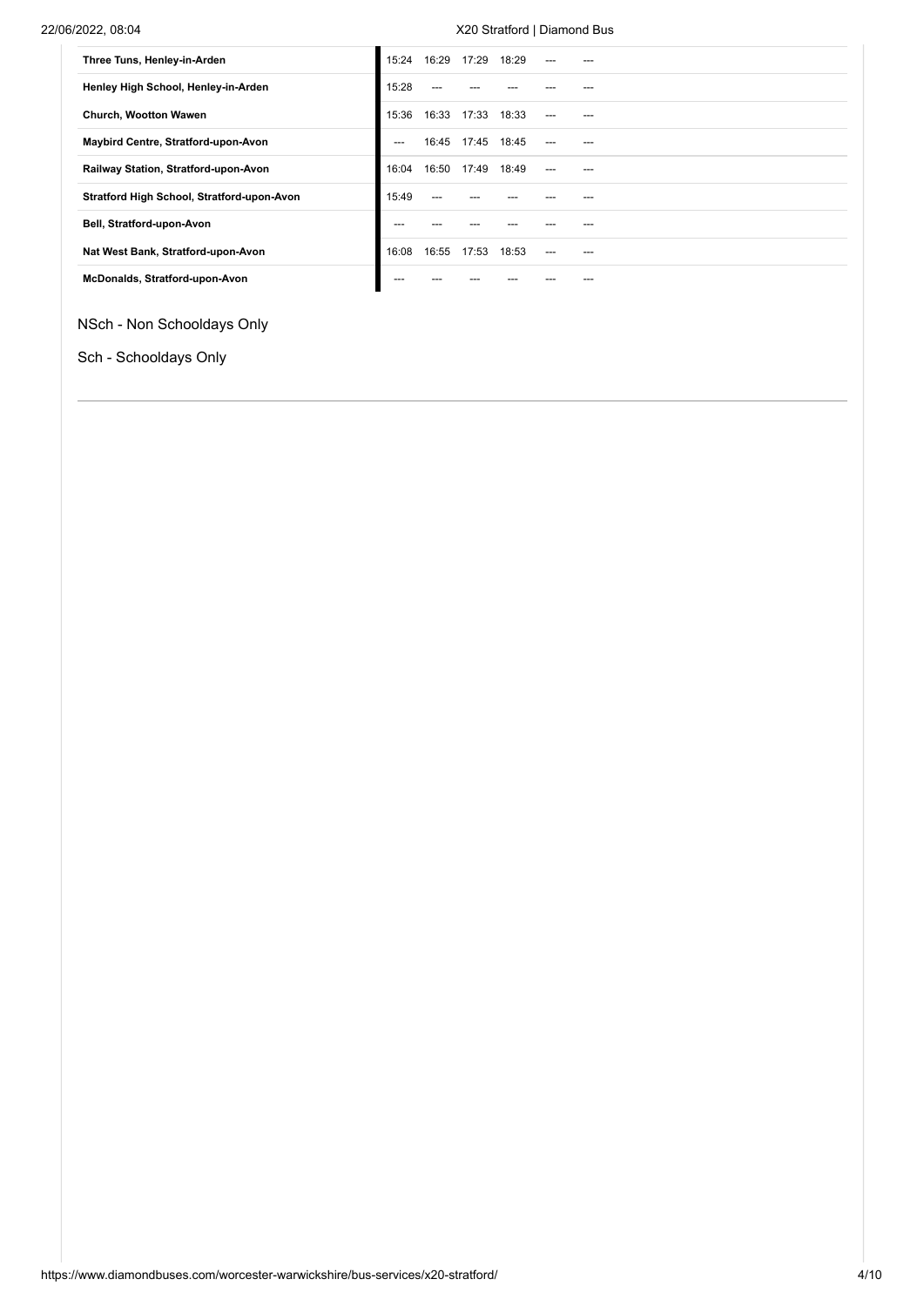| | | | | | | |
|---|---|---|---|---|---|---|
| **Three Tuns, Henley-in-Arden** | 15:24 | 16:29 | 17:29 | 18:29 | --- | --- |
| **Henley High School, Henley-in-Arden** | 15:28 | --- | --- | --- | --- | --- |
| **Church, Wootton Wawen** | 15:36 | 16:33 | 17:33 | 18:33 | --- | --- |
| **Maybird Centre, Stratford-upon-Avon** | --- | 16:45 | 17:45 | 18:45 | --- | --- |
| **Railway Station, Stratford-upon-Avon** | 16:04 | 16:50 | 17:49 | 18:49 | --- | --- |
| **Stratford High School, Stratford-upon-Avon** | 15:49 | --- | --- | --- | --- | --- |
| **Bell, Stratford-upon-Avon** | --- | --- | --- | --- | --- | --- |
| **Nat West Bank, Stratford-upon-Avon** | 16:08 | 16:55 | 17:53 | 18:53 | --- | --- |
| **McDonalds, Stratford-upon-Avon** | --- | --- | --- | --- | --- | --- |

NSch - Non Schooldays Only

Sch - Schooldays Only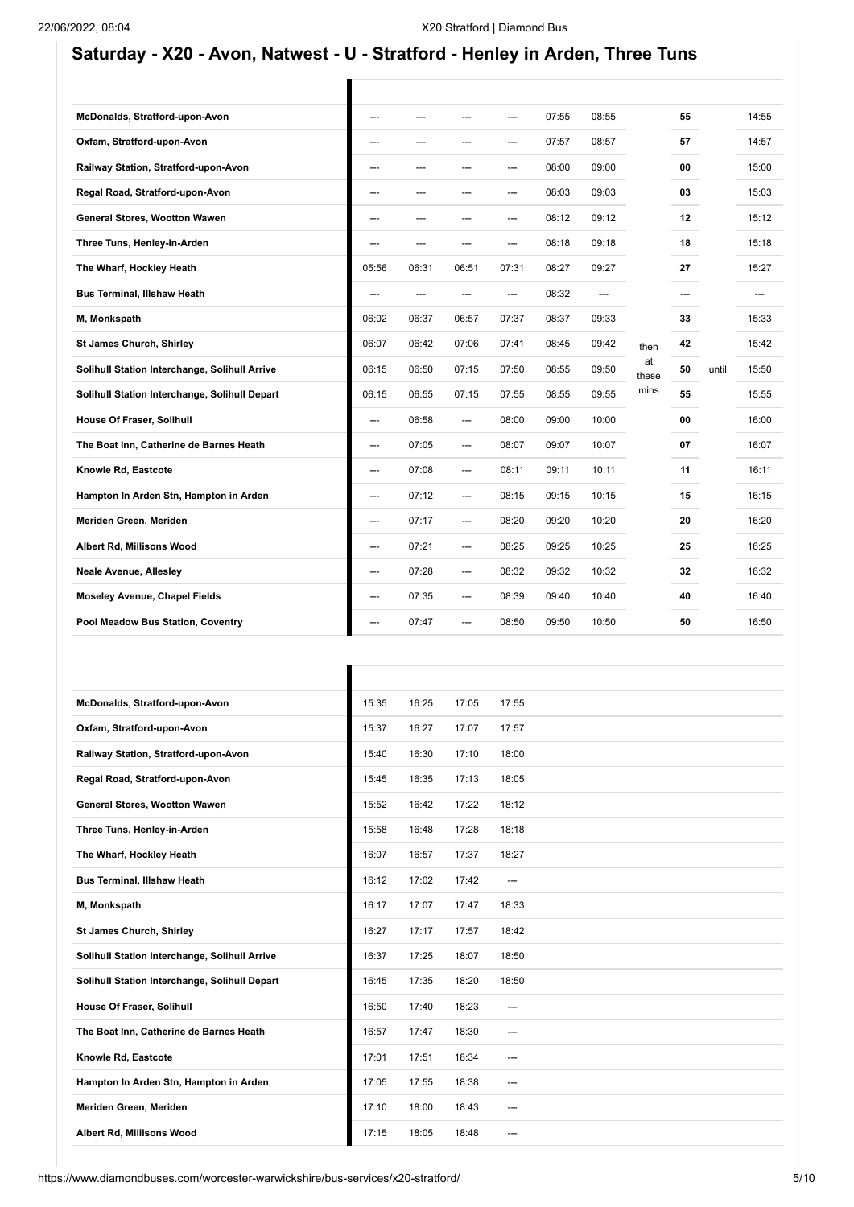## Saturday - X20 - Avon, Natwest - U - Stratford - Henley in Arden, Three Tuns

| | | | | | | | | | | |
|---|---|---|---|---|---|---|---|---|---|---|
| McDonalds, Stratford-upon-Avon | --- | --- | --- | --- | 07:55 | 08:55 | then at these mins | 55 | until | 14:55 |
| Oxfam, Stratford-upon-Avon | --- | --- | --- | --- | 07:57 | 08:57 | | 57 | | 14:57 |
| Railway Station, Stratford-upon-Avon | --- | --- | --- | --- | 08:00 | 09:00 | | 00 | | 15:00 |
| Regal Road, Stratford-upon-Avon | --- | --- | --- | --- | 08:03 | 09:03 | | 03 | | 15:03 |
| General Stores, Wootton Wawen | --- | --- | --- | --- | 08:12 | 09:12 | | 12 | | 15:12 |
| Three Tuns, Henley-in-Arden | --- | --- | --- | --- | 08:18 | 09:18 | | 18 | | 15:18 |
| The Wharf, Hockley Heath | 05:56 | 06:31 | 06:51 | 07:31 | 08:27 | 09:27 | | 27 | | 15:27 |
| Bus Terminal, Illshaw Heath | --- | --- | --- | --- | 08:32 | --- | | --- | | --- |
| M, Monkspath | 06:02 | 06:37 | 06:57 | 07:37 | 08:37 | 09:33 | | 33 | | 15:33 |
| St James Church, Shirley | 06:07 | 06:42 | 07:06 | 07:41 | 08:45 | 09:42 | | 42 | | 15:42 |
| Solihull Station Interchange, Solihull Arrive | 06:15 | 06:50 | 07:15 | 07:50 | 08:55 | 09:50 | | 50 | | 15:50 |
| Solihull Station Interchange, Solihull Depart | 06:15 | 06:55 | 07:15 | 07:55 | 08:55 | 09:55 | | 55 | | 15:55 |
| House Of Fraser, Solihull | --- | 06:58 | --- | 08:00 | 09:00 | 10:00 | | 00 | | 16:00 |
| The Boat Inn, Catherine de Barnes Heath | --- | 07:05 | --- | 08:07 | 09:07 | 10:07 | | 07 | | 16:07 |
| Knowle Rd, Eastcote | --- | 07:08 | --- | 08:11 | 09:11 | 10:11 | | 11 | | 16:11 |
| Hampton In Arden Stn, Hampton in Arden | --- | 07:12 | --- | 08:15 | 09:15 | 10:15 | | 15 | | 16:15 |
| Meriden Green, Meriden | --- | 07:17 | --- | 08:20 | 09:20 | 10:20 | | 20 | | 16:20 |
| Albert Rd, Millisons Wood | --- | 07:21 | --- | 08:25 | 09:25 | 10:25 | | 25 | | 16:25 |
| Neale Avenue, Allesley | --- | 07:28 | --- | 08:32 | 09:32 | 10:32 | | 32 | | 16:32 |
| Moseley Avenue, Chapel Fields | --- | 07:35 | --- | 08:39 | 09:40 | 10:40 | | 40 | | 16:40 |
| Pool Meadow Bus Station, Coventry | --- | 07:47 | --- | 08:50 | 09:50 | 10:50 | | 50 | | 16:50 |

| | | | | |
|---|---|---|---|---|
| McDonalds, Stratford-upon-Avon | 15:35 | 16:25 | 17:05 | 17:55 |
| Oxfam, Stratford-upon-Avon | 15:37 | 16:27 | 17:07 | 17:57 |
| Railway Station, Stratford-upon-Avon | 15:40 | 16:30 | 17:10 | 18:00 |
| Regal Road, Stratford-upon-Avon | 15:45 | 16:35 | 17:13 | 18:05 |
| General Stores, Wootton Wawen | 15:52 | 16:42 | 17:22 | 18:12 |
| Three Tuns, Henley-in-Arden | 15:58 | 16:48 | 17:28 | 18:18 |
| The Wharf, Hockley Heath | 16:07 | 16:57 | 17:37 | 18:27 |
| Bus Terminal, Illshaw Heath | 16:12 | 17:02 | 17:42 | --- |
| M, Monkspath | 16:17 | 17:07 | 17:47 | 18:33 |
| St James Church, Shirley | 16:27 | 17:17 | 17:57 | 18:42 |
| Solihull Station Interchange, Solihull Arrive | 16:37 | 17:25 | 18:07 | 18:50 |
| Solihull Station Interchange, Solihull Depart | 16:45 | 17:35 | 18:20 | 18:50 |
| House Of Fraser, Solihull | 16:50 | 17:40 | 18:23 | --- |
| The Boat Inn, Catherine de Barnes Heath | 16:57 | 17:47 | 18:30 | --- |
| Knowle Rd, Eastcote | 17:01 | 17:51 | 18:34 | --- |
| Hampton In Arden Stn, Hampton in Arden | 17:05 | 17:55 | 18:38 | --- |
| Meriden Green, Meriden | 17:10 | 18:00 | 18:43 | --- |
| Albert Rd, Millisons Wood | 17:15 | 18:05 | 18:48 | --- |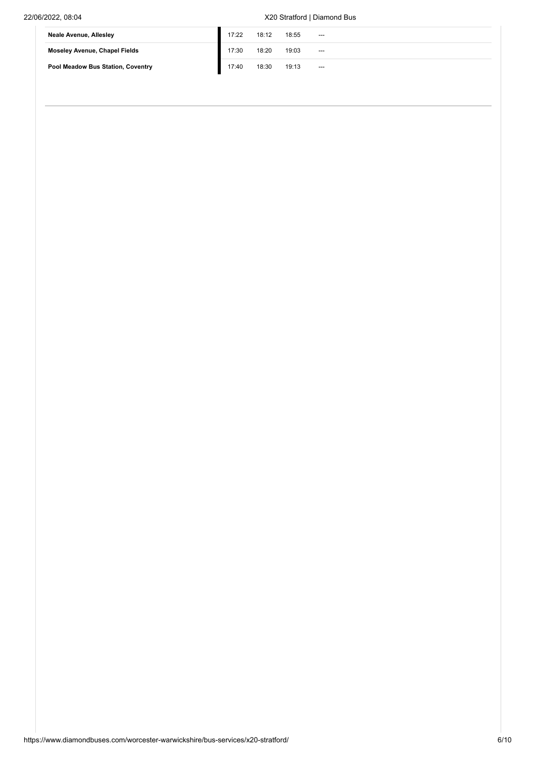| | | | | |
|---|---|---|---|---|
| **Neale Avenue, Allesley** | 17:22 | 18:12 | 18:55 | --- |
| **Moseley Avenue, Chapel Fields** | 17:30 | 18:20 | 19:03 | --- |
| **Pool Meadow Bus Station, Coventry** | 17:40 | 18:30 | 19:13 | --- |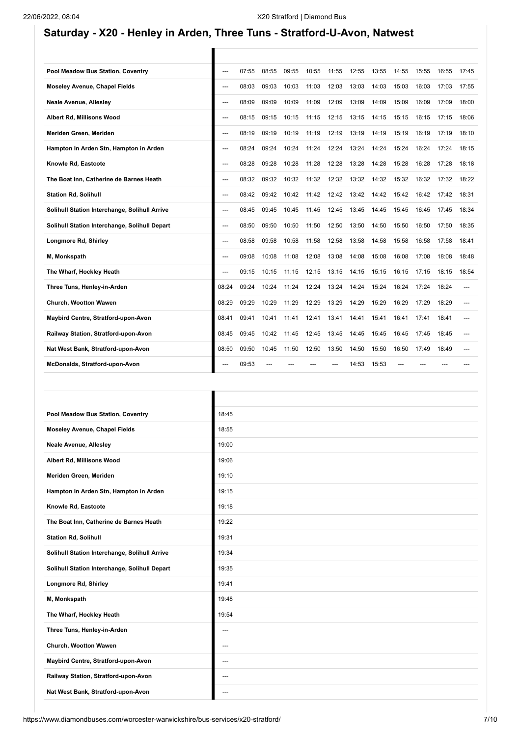## Saturday - X20 - Henley in Arden, Three Tuns - Stratford-U-Avon, Natwest

| | | | | | | | | | | | | |
|---|---|---|---|---|---|---|---|---|---|---|---|---|
| **Pool Meadow Bus Station, Coventry** | --- | 07:55 | 08:55 | 09:55 | 10:55 | 11:55 | 12:55 | 13:55 | 14:55 | 15:55 | 16:55 | 17:45 |
| **Moseley Avenue, Chapel Fields** | --- | 08:03 | 09:03 | 10:03 | 11:03 | 12:03 | 13:03 | 14:03 | 15:03 | 16:03 | 17:03 | 17:55 |
| **Neale Avenue, Allesley** | --- | 08:09 | 09:09 | 10:09 | 11:09 | 12:09 | 13:09 | 14:09 | 15:09 | 16:09 | 17:09 | 18:00 |
| **Albert Rd, Millisons Wood** | --- | 08:15 | 09:15 | 10:15 | 11:15 | 12:15 | 13:15 | 14:15 | 15:15 | 16:15 | 17:15 | 18:06 |
| **Meriden Green, Meriden** | --- | 08:19 | 09:19 | 10:19 | 11:19 | 12:19 | 13:19 | 14:19 | 15:19 | 16:19 | 17:19 | 18:10 |
| **Hampton In Arden Stn, Hampton in Arden** | --- | 08:24 | 09:24 | 10:24 | 11:24 | 12:24 | 13:24 | 14:24 | 15:24 | 16:24 | 17:24 | 18:15 |
| **Knowle Rd, Eastcote** | --- | 08:28 | 09:28 | 10:28 | 11:28 | 12:28 | 13:28 | 14:28 | 15:28 | 16:28 | 17:28 | 18:18 |
| **The Boat Inn, Catherine de Barnes Heath** | --- | 08:32 | 09:32 | 10:32 | 11:32 | 12:32 | 13:32 | 14:32 | 15:32 | 16:32 | 17:32 | 18:22 |
| **Station Rd, Solihull** | --- | 08:42 | 09:42 | 10:42 | 11:42 | 12:42 | 13:42 | 14:42 | 15:42 | 16:42 | 17:42 | 18:31 |
| **Solihull Station Interchange, Solihull Arrive** | --- | 08:45 | 09:45 | 10:45 | 11:45 | 12:45 | 13:45 | 14:45 | 15:45 | 16:45 | 17:45 | 18:34 |
| **Solihull Station Interchange, Solihull Depart** | --- | 08:50 | 09:50 | 10:50 | 11:50 | 12:50 | 13:50 | 14:50 | 15:50 | 16:50 | 17:50 | 18:35 |
| **Longmore Rd, Shirley** | --- | 08:58 | 09:58 | 10:58 | 11:58 | 12:58 | 13:58 | 14:58 | 15:58 | 16:58 | 17:58 | 18:41 |
| **M, Monkspath** | --- | 09:08 | 10:08 | 11:08 | 12:08 | 13:08 | 14:08 | 15:08 | 16:08 | 17:08 | 18:08 | 18:48 |
| **The Wharf, Hockley Heath** | --- | 09:15 | 10:15 | 11:15 | 12:15 | 13:15 | 14:15 | 15:15 | 16:15 | 17:15 | 18:15 | 18:54 |
| **Three Tuns, Henley-in-Arden** | 08:24 | 09:24 | 10:24 | 11:24 | 12:24 | 13:24 | 14:24 | 15:24 | 16:24 | 17:24 | 18:24 | --- |
| **Church, Wootton Wawen** | 08:29 | 09:29 | 10:29 | 11:29 | 12:29 | 13:29 | 14:29 | 15:29 | 16:29 | 17:29 | 18:29 | --- |
| **Maybird Centre, Stratford-upon-Avon** | 08:41 | 09:41 | 10:41 | 11:41 | 12:41 | 13:41 | 14:41 | 15:41 | 16:41 | 17:41 | 18:41 | --- |
| **Railway Station, Stratford-upon-Avon** | 08:45 | 09:45 | 10:42 | 11:45 | 12:45 | 13:45 | 14:45 | 15:45 | 16:45 | 17:45 | 18:45 | --- |
| **Nat West Bank, Stratford-upon-Avon** | 08:50 | 09:50 | 10:45 | 11:50 | 12:50 | 13:50 | 14:50 | 15:50 | 16:50 | 17:49 | 18:49 | --- |
| **McDonalds, Stratford-upon-Avon** | --- | 09:53 | --- | --- | --- | --- | 14:53 | 15:53 | --- | --- | --- | --- |

| | |
|---|---|
| **Pool Meadow Bus Station, Coventry** | 18:45 |
| **Moseley Avenue, Chapel Fields** | 18:55 |
| **Neale Avenue, Allesley** | 19:00 |
| **Albert Rd, Millisons Wood** | 19:06 |
| **Meriden Green, Meriden** | 19:10 |
| **Hampton In Arden Stn, Hampton in Arden** | 19:15 |
| **Knowle Rd, Eastcote** | 19:18 |
| **The Boat Inn, Catherine de Barnes Heath** | 19:22 |
| **Station Rd, Solihull** | 19:31 |
| **Solihull Station Interchange, Solihull Arrive** | 19:34 |
| **Solihull Station Interchange, Solihull Depart** | 19:35 |
| **Longmore Rd, Shirley** | 19:41 |
| **M, Monkspath** | 19:48 |
| **The Wharf, Hockley Heath** | 19:54 |
| **Three Tuns, Henley-in-Arden** | --- |
| **Church, Wootton Wawen** | --- |
| **Maybird Centre, Stratford-upon-Avon** | --- |
| **Railway Station, Stratford-upon-Avon** | --- |
| **Nat West Bank, Stratford-upon-Avon** | --- |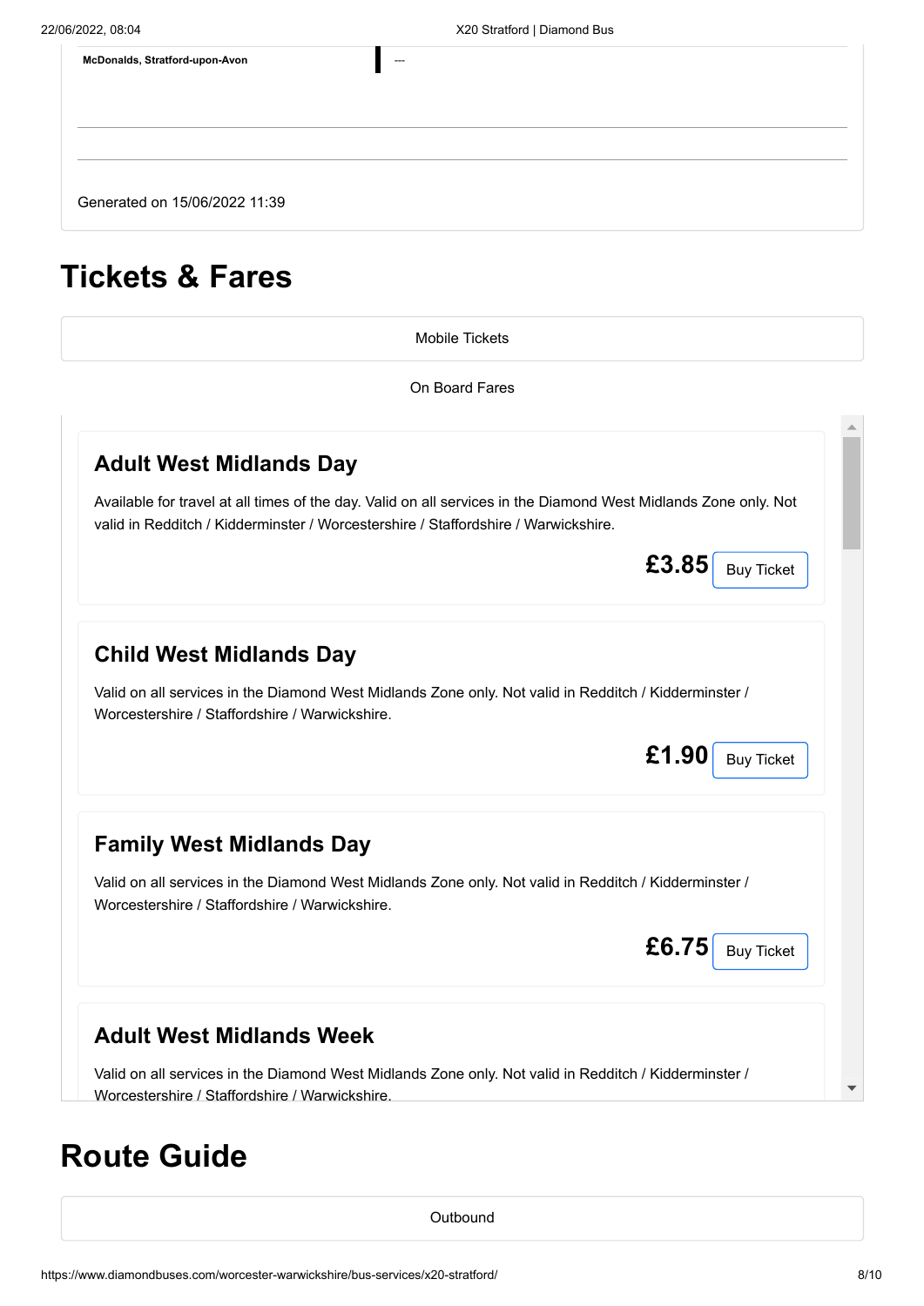| McDonalds, Stratford-upon-Avon | --- |
|---|---|

Generated on 15/06/2022 11:39

# Tickets & Fares

Mobile Tickets

On Board Fares

### Adult West Midlands Day

Available for travel at all times of the day. Valid on all services in the Diamond West Midlands Zone only. Not valid in Redditch / Kidderminster / Worcestershire / Staffordshire / Warwickshire.

**£3.85** Buy Ticket

### Child West Midlands Day

Valid on all services in the Diamond West Midlands Zone only. Not valid in Redditch / Kidderminster / Worcestershire / Staffordshire / Warwickshire.

**£1.90** Buy Ticket

### Family West Midlands Day

Valid on all services in the Diamond West Midlands Zone only. Not valid in Redditch / Kidderminster / Worcestershire / Staffordshire / Warwickshire.

**£6.75** Buy Ticket

### Adult West Midlands Week

Valid on all services in the Diamond West Midlands Zone only. Not valid in Redditch / Kidderminster / Worcestershire / Staffordshire / Warwickshire.

# Route Guide

Outbound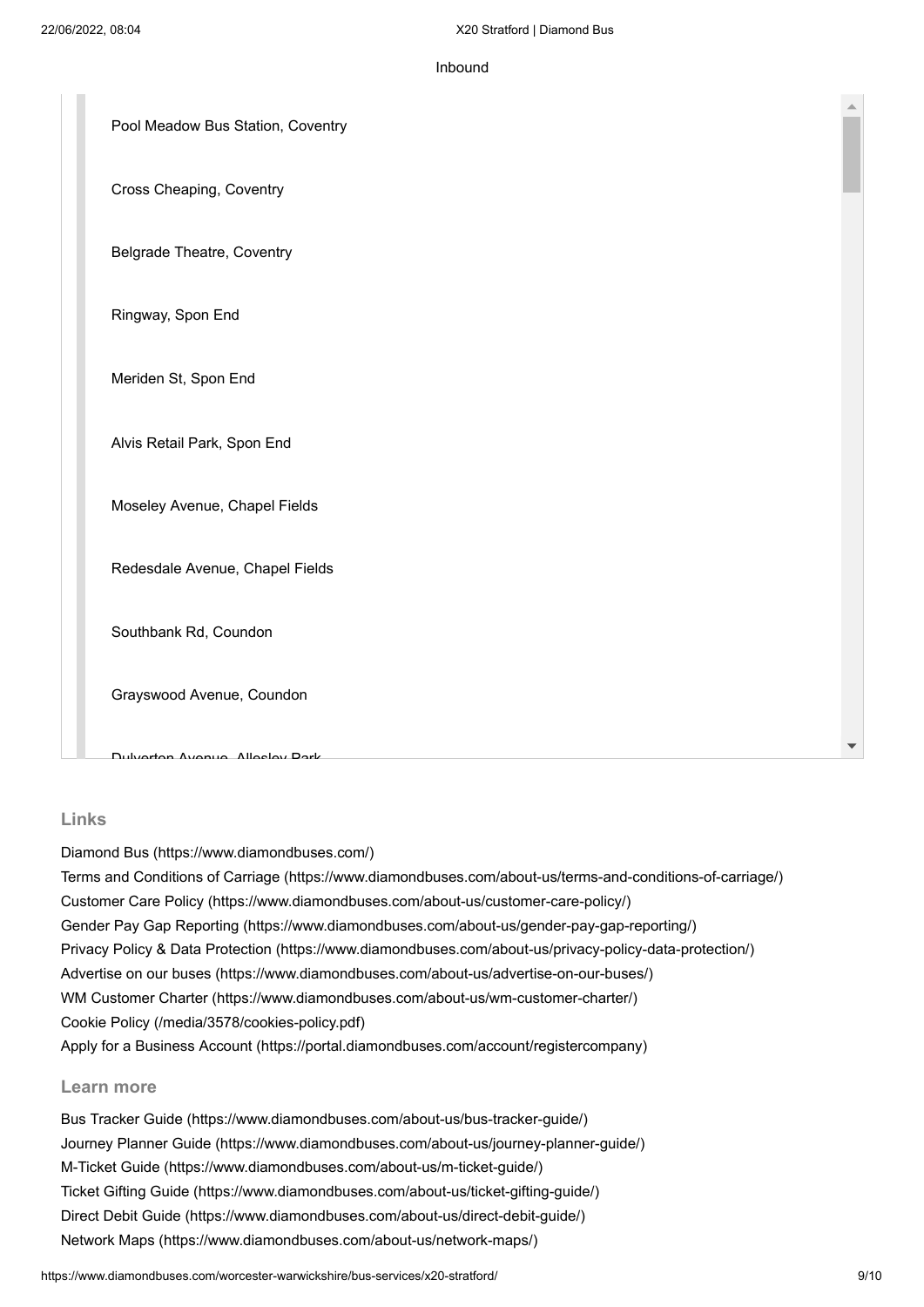Inbound

Pool Meadow Bus Station, Coventry

Cross Cheaping, Coventry

Belgrade Theatre, Coventry

Ringway, Spon End

Meriden St, Spon End

Alvis Retail Park, Spon End

Moseley Avenue, Chapel Fields

Redesdale Avenue, Chapel Fields

Southbank Rd, Coundon

Grayswood Avenue, Coundon

Dulverton Avenue, Allesley Park

## Links

Diamond Bus (https://www.diamondbuses.com/)
Terms and Conditions of Carriage (https://www.diamondbuses.com/about-us/terms-and-conditions-of-carriage/)
Customer Care Policy (https://www.diamondbuses.com/about-us/customer-care-policy/)
Gender Pay Gap Reporting (https://www.diamondbuses.com/about-us/gender-pay-gap-reporting/)
Privacy Policy & Data Protection (https://www.diamondbuses.com/about-us/privacy-policy-data-protection/)
Advertise on our buses (https://www.diamondbuses.com/about-us/advertise-on-our-buses/)
WM Customer Charter (https://www.diamondbuses.com/about-us/wm-customer-charter/)
Cookie Policy (/media/3578/cookies-policy.pdf)
Apply for a Business Account (https://portal.diamondbuses.com/account/registercompany)

## Learn more

Bus Tracker Guide (https://www.diamondbuses.com/about-us/bus-tracker-guide/)
Journey Planner Guide (https://www.diamondbuses.com/about-us/journey-planner-guide/)
M-Ticket Guide (https://www.diamondbuses.com/about-us/m-ticket-guide/)
Ticket Gifting Guide (https://www.diamondbuses.com/about-us/ticket-gifting-guide/)
Direct Debit Guide (https://www.diamondbuses.com/about-us/direct-debit-guide/)
Network Maps (https://www.diamondbuses.com/about-us/network-maps/)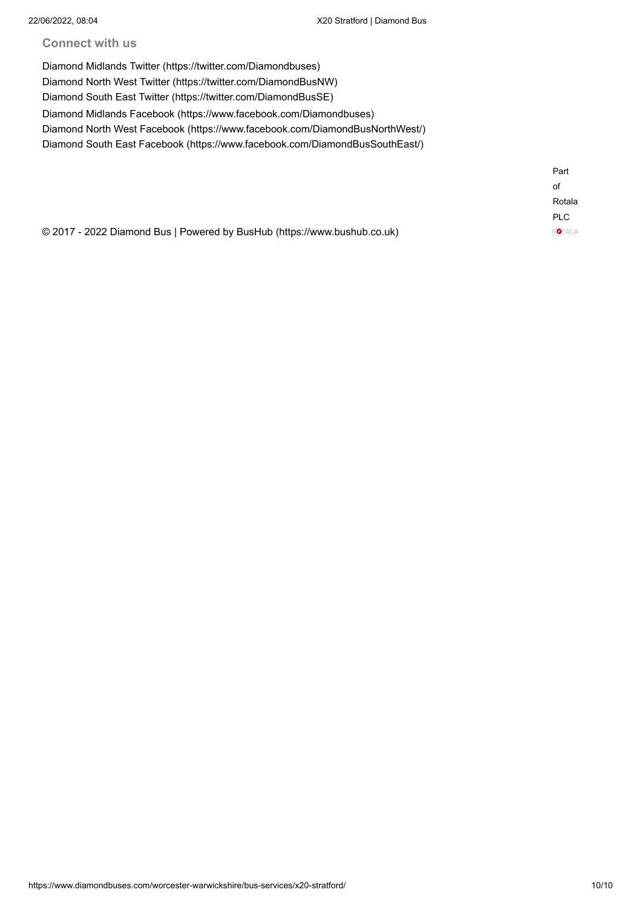## Connect with us

Diamond Midlands Twitter (https://twitter.com/Diamondbuses)
Diamond North West Twitter (https://twitter.com/DiamondBusNW)
Diamond South East Twitter (https://twitter.com/DiamondBusSE)
Diamond Midlands Facebook (https://www.facebook.com/Diamondbuses)
Diamond North West Facebook (https://www.facebook.com/DiamondBusNorthWest/)
Diamond South East Facebook (https://www.facebook.com/DiamondBusSouthEast/)

Part of Rotala PLC

ROTALA

© 2017 - 2022 Diamond Bus | Powered by BusHub (https://www.bushub.co.uk)